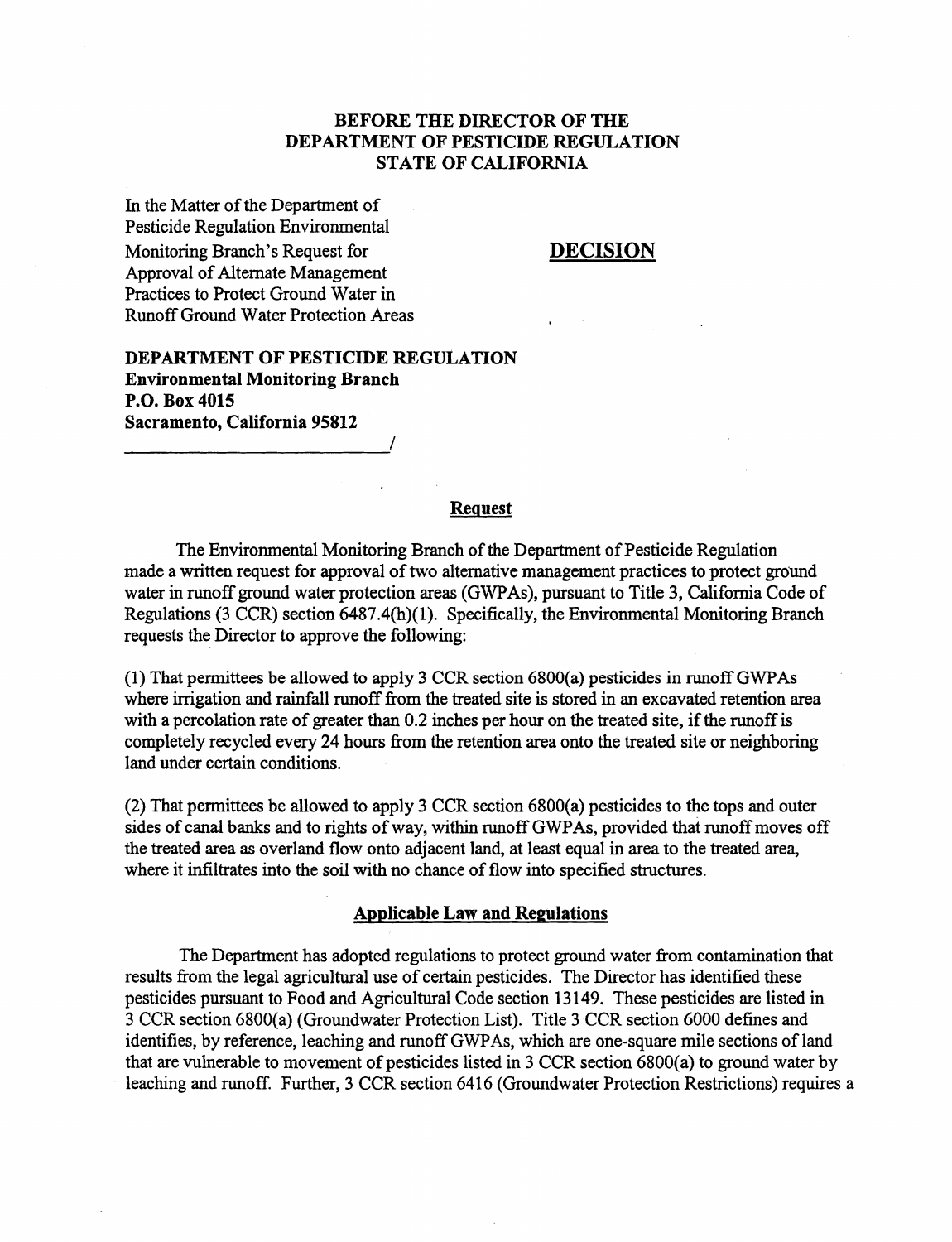**BEFORE THE DIRECTOR OF THE DEPARTMENT OF PESTICIDE REGULATION STATE OF CALIFORNIA**

In the Matter of the Department of Pesticide Regulation Environmental Monitoring Branch's Request for Approval of Alternate Management Practices to Protect Ground Water in Runoff Ground Water Protection Areas

**DECISION**

**DEPARTMENT OF PESTICIDE REGULATION**
**Environmental Monitoring Branch**
**P.O. Box 4015**
**Sacramento, California 95812**

______________________________/

## Request

The Environmental Monitoring Branch of the Department of Pesticide Regulation made a written request for approval of two alternative management practices to protect ground water in runoff ground water protection areas (GWPAs), pursuant to Title 3, California Code of Regulations (3 CCR) section 6487.4(h)(1). Specifically, the Environmental Monitoring Branch requests the Director to approve the following:

(1) That permittees be allowed to apply 3 CCR section 6800(a) pesticides in runoff GWPAs where irrigation and rainfall runoff from the treated site is stored in an excavated retention area with a percolation rate of greater than 0.2 inches per hour on the treated site, if the runoff is completely recycled every 24 hours from the retention area onto the treated site or neighboring land under certain conditions.

(2) That permittees be allowed to apply 3 CCR section 6800(a) pesticides to the tops and outer sides of canal banks and to rights of way, within runoff GWPAs, provided that runoff moves off the treated area as overland flow onto adjacent land, at least equal in area to the treated area, where it infiltrates into the soil with no chance of flow into specified structures.

## Applicable Law and Regulations

The Department has adopted regulations to protect ground water from contamination that results from the legal agricultural use of certain pesticides. The Director has identified these pesticides pursuant to Food and Agricultural Code section 13149. These pesticides are listed in 3 CCR section 6800(a) (Groundwater Protection List). Title 3 CCR section 6000 defines and identifies, by reference, leaching and runoff GWPAs, which are one-square mile sections of land that are vulnerable to movement of pesticides listed in 3 CCR section 6800(a) to ground water by leaching and runoff. Further, 3 CCR section 6416 (Groundwater Protection Restrictions) requires a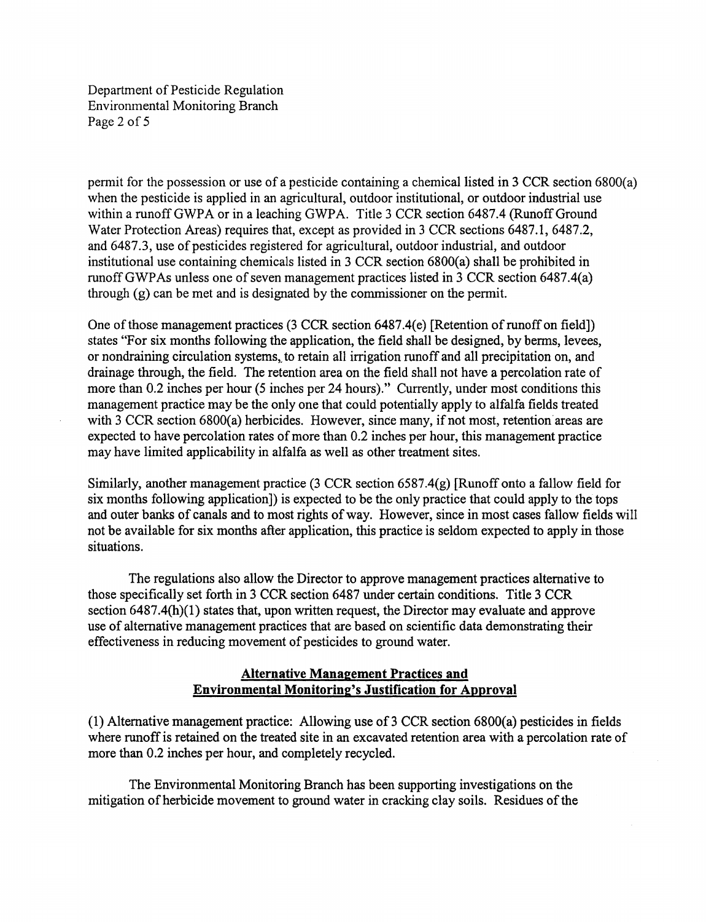permit for the possession or use of a pesticide containing a chemical listed in 3 CCR section 6800(a) when the pesticide is applied in an agricultural, outdoor institutional, or outdoor industrial use within a runoff GWPA or in a leaching GWPA. Title 3 CCR section 6487.4 (Runoff Ground Water Protection Areas) requires that, except as provided in 3 CCR sections 6487.1, 6487.2, and 6487.3, use of pesticides registered for agricultural, outdoor industrial, and outdoor institutional use containing chemicals listed in 3 CCR section 6800(a) shall be prohibited in runoff GWPAs unless one of seven management practices listed in 3 CCR section 6487.4(a) through (g) can be met and is designated by the commissioner on the permit.

One of those management practices (3 CCR section 6487.4(e) [Retention of runoff on field]) states "For six months following the application, the field shall be designed, by berms, levees, or nondraining circulation systems, to retain all irrigation runoff and all precipitation on, and drainage through, the field. The retention area on the field shall not have a percolation rate of more than 0.2 inches per hour (5 inches per 24 hours)." Currently, under most conditions this management practice may be the only one that could potentially apply to alfalfa fields treated with 3 CCR section 6800(a) herbicides. However, since many, if not most, retention areas are expected to have percolation rates of more than 0.2 inches per hour, this management practice may have limited applicability in alfalfa as well as other treatment sites.

Similarly, another management practice (3 CCR section 6587.4(g) [Runoff onto a fallow field for six months following application]) is expected to be the only practice that could apply to the tops and outer banks of canals and to most rights of way. However, since in most cases fallow fields will not be available for six months after application, this practice is seldom expected to apply in those situations.

The regulations also allow the Director to approve management practices alternative to those specifically set forth in 3 CCR section 6487 under certain conditions. Title 3 CCR section 6487.4(h)(1) states that, upon written request, the Director may evaluate and approve use of alternative management practices that are based on scientific data demonstrating their effectiveness in reducing movement of pesticides to ground water.

## Alternative Management Practices and Environmental Monitoring's Justification for Approval

(1) Alternative management practice: Allowing use of 3 CCR section 6800(a) pesticides in fields where runoff is retained on the treated site in an excavated retention area with a percolation rate of more than 0.2 inches per hour, and completely recycled.

The Environmental Monitoring Branch has been supporting investigations on the mitigation of herbicide movement to ground water in cracking clay soils. Residues of the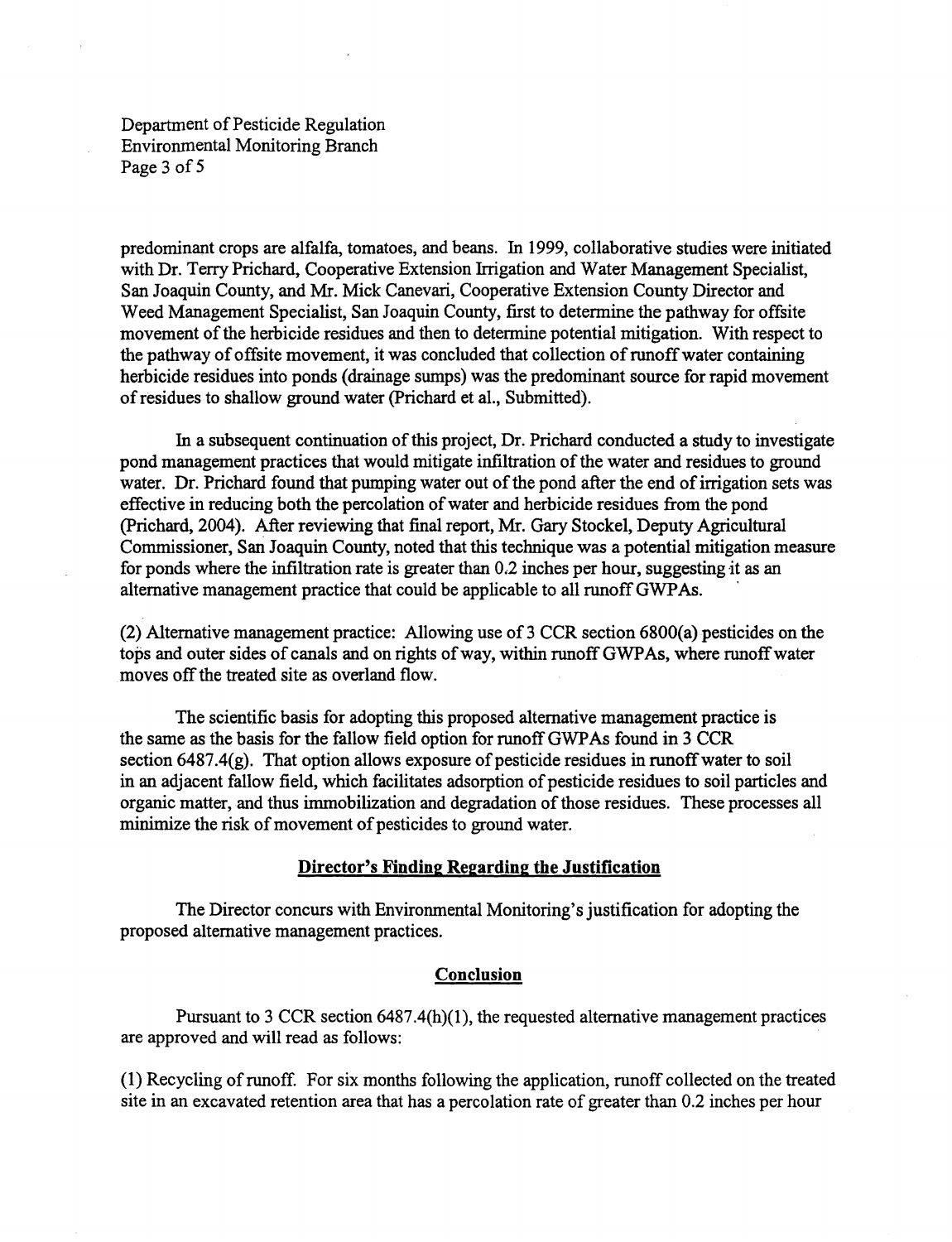predominant crops are alfalfa, tomatoes, and beans. In 1999, collaborative studies were initiated with Dr. Terry Prichard, Cooperative Extension Irrigation and Water Management Specialist, San Joaquin County, and Mr. Mick Canevari, Cooperative Extension County Director and Weed Management Specialist, San Joaquin County, first to determine the pathway for offsite movement of the herbicide residues and then to determine potential mitigation. With respect to the pathway of offsite movement, it was concluded that collection of runoff water containing herbicide residues into ponds (drainage sumps) was the predominant source for rapid movement of residues to shallow ground water (Prichard et al., Submitted).

In a subsequent continuation of this project, Dr. Prichard conducted a study to investigate pond management practices that would mitigate infiltration of the water and residues to ground water. Dr. Prichard found that pumping water out of the pond after the end of irrigation sets was effective in reducing both the percolation of water and herbicide residues from the pond (Prichard, 2004). After reviewing that final report, Mr. Gary Stockel, Deputy Agricultural Commissioner, San Joaquin County, noted that this technique was a potential mitigation measure for ponds where the infiltration rate is greater than 0.2 inches per hour, suggesting it as an alternative management practice that could be applicable to all runoff GWPAs.

(2) Alternative management practice: Allowing use of 3 CCR section 6800(a) pesticides on the tops and outer sides of canals and on rights of way, within runoff GWPAs, where runoff water moves off the treated site as overland flow.

The scientific basis for adopting this proposed alternative management practice is the same as the basis for the fallow field option for runoff GWPAs found in 3 CCR section 6487.4(g). That option allows exposure of pesticide residues in runoff water to soil in an adjacent fallow field, which facilitates adsorption of pesticide residues to soil particles and organic matter, and thus immobilization and degradation of those residues. These processes all minimize the risk of movement of pesticides to ground water.

## Director's Finding Regarding the Justification

The Director concurs with Environmental Monitoring's justification for adopting the proposed alternative management practices.

## Conclusion

Pursuant to 3 CCR section 6487.4(h)(1), the requested alternative management practices are approved and will read as follows:

(1) Recycling of runoff. For six months following the application, runoff collected on the treated site in an excavated retention area that has a percolation rate of greater than 0.2 inches per hour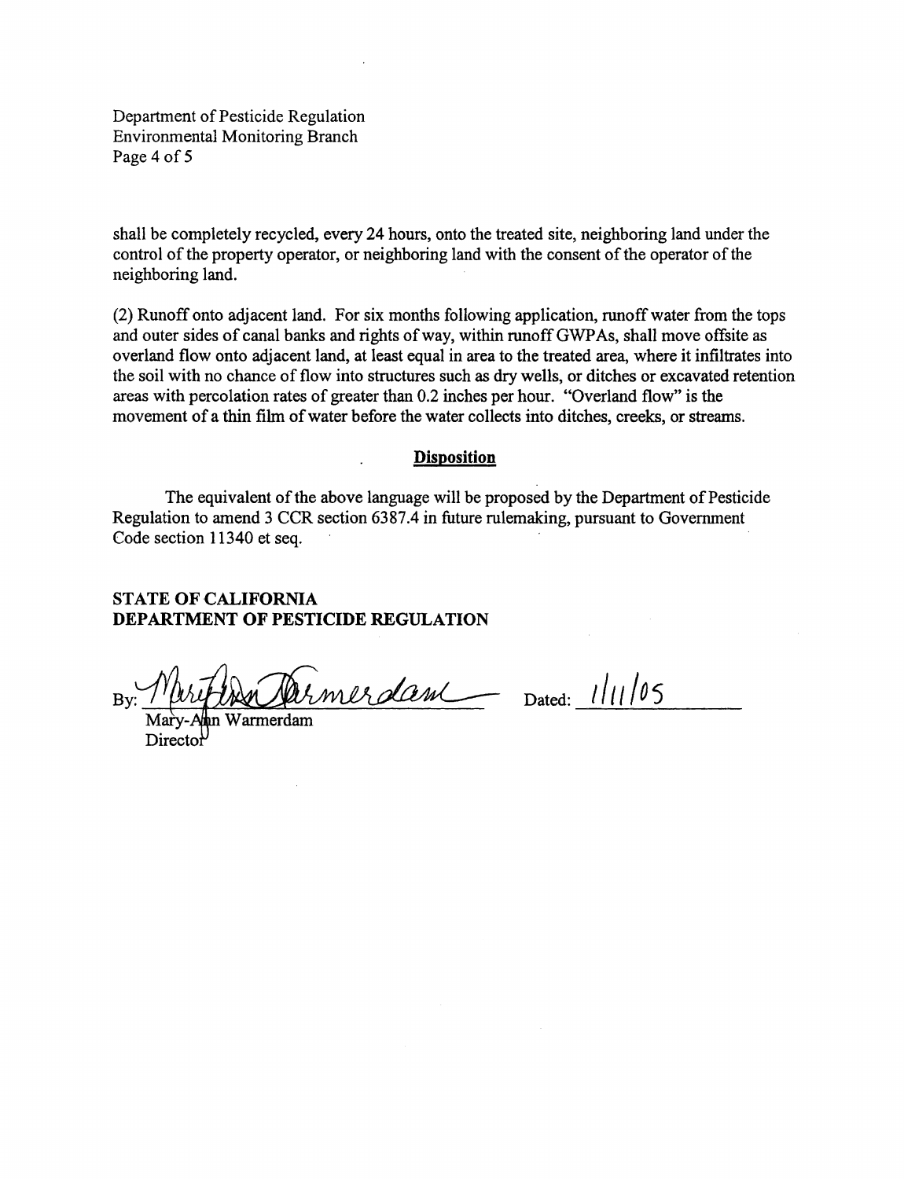shall be completely recycled, every 24 hours, onto the treated site, neighboring land under the control of the property operator, or neighboring land with the consent of the operator of the neighboring land.

(2) Runoff onto adjacent land. For six months following application, runoff water from the tops and outer sides of canal banks and rights of way, within runoff GWPAs, shall move offsite as overland flow onto adjacent land, at least equal in area to the treated area, where it infiltrates into the soil with no chance of flow into structures such as dry wells, or ditches or excavated retention areas with percolation rates of greater than 0.2 inches per hour. "Overland flow" is the movement of a thin film of water before the water collects into ditches, creeks, or streams.

## Disposition

The equivalent of the above language will be proposed by the Department of Pesticide Regulation to amend 3 CCR section 6387.4 in future rulemaking, pursuant to Government Code section 11340 et seq.

**STATE OF CALIFORNIA**
**DEPARTMENT OF PESTICIDE REGULATION**

By: Mary-Ann Warmerdam Dated: 1/11/05

Mary-Ann Warmerdam
Director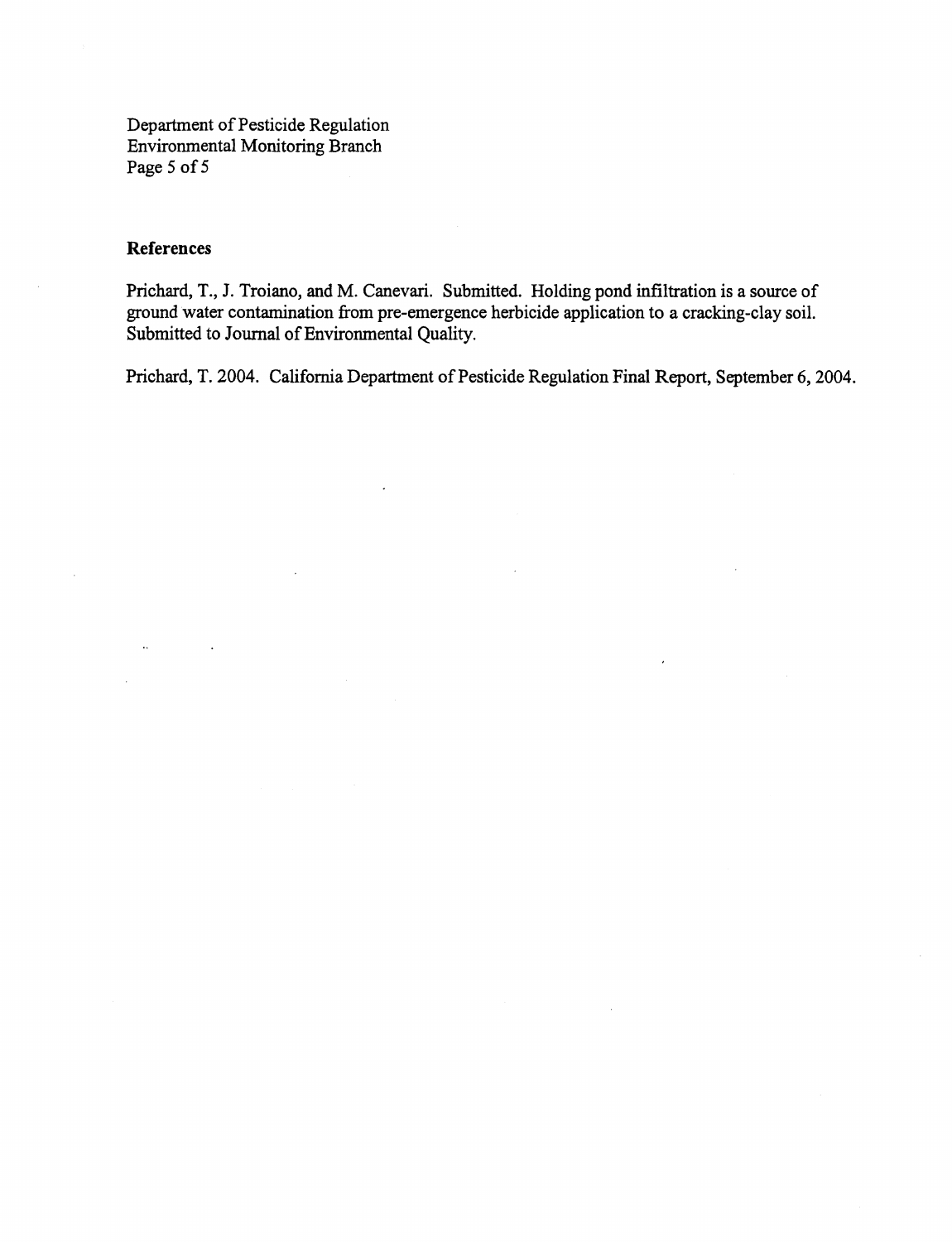## References

Prichard, T., J. Troiano, and M. Canevari. Submitted. Holding pond infiltration is a source of ground water contamination from pre-emergence herbicide application to a cracking-clay soil. Submitted to Journal of Environmental Quality.

Prichard, T. 2004. California Department of Pesticide Regulation Final Report, September 6, 2004.